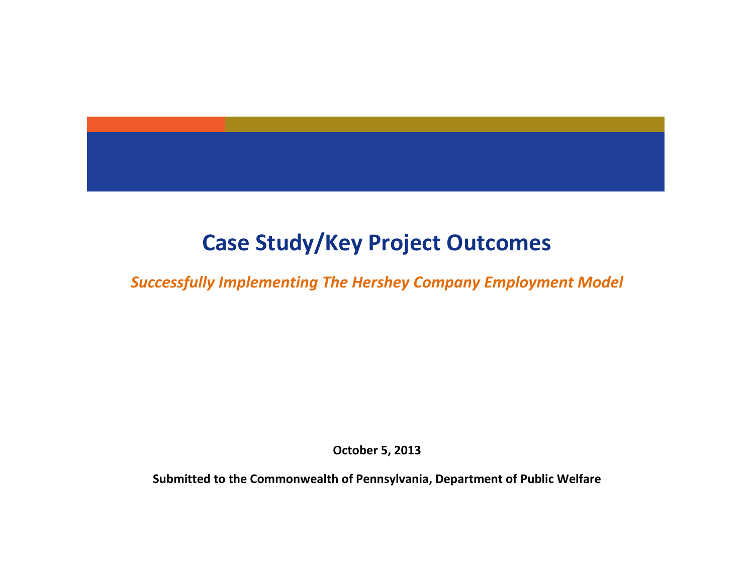# Case Study/Key Project Outcomes

*Successfully Implementing The Hershey Company Employment Model*

**October 5, 2013**

**Submitted to the Commonwealth of Pennsylvania, Department of Public Welfare**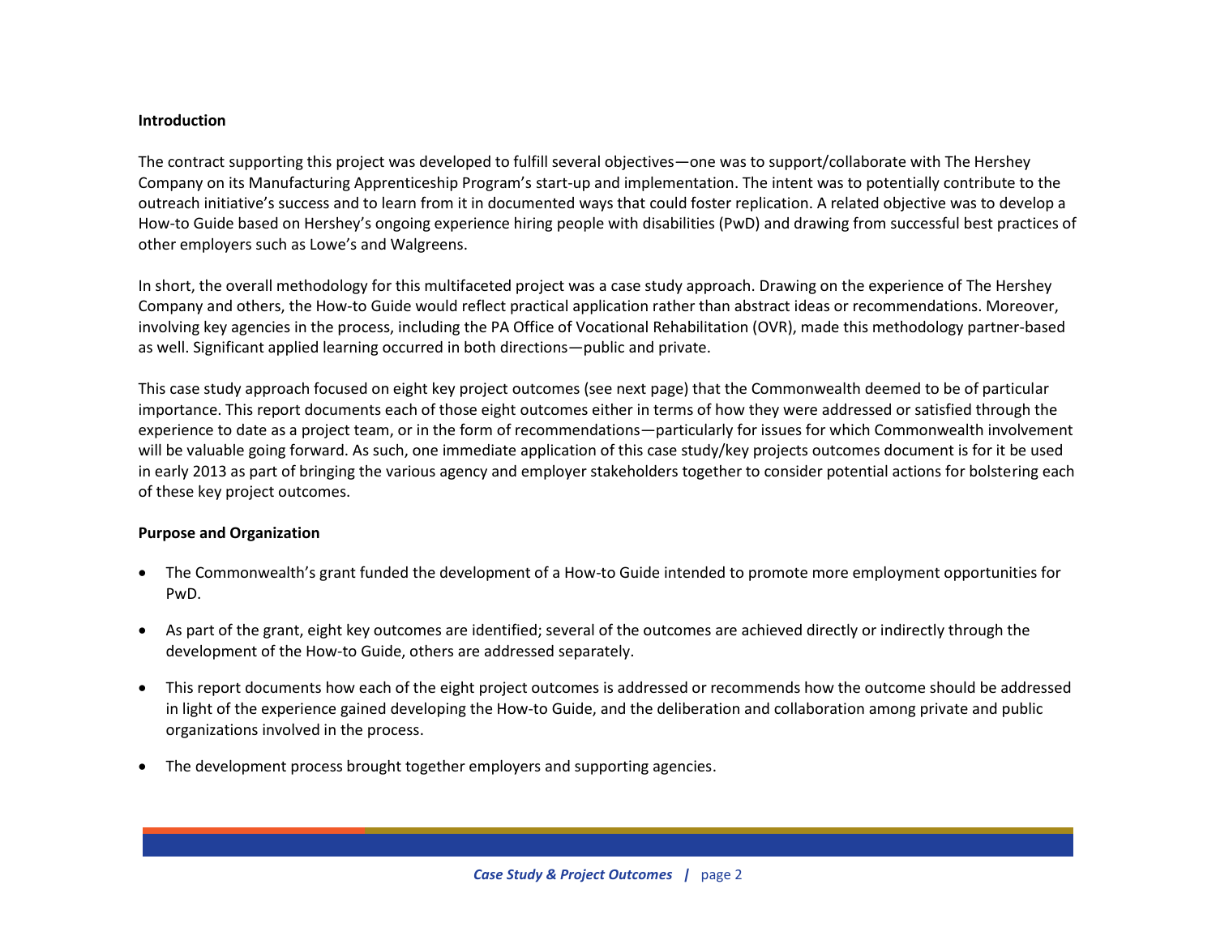**Introduction**

The contract supporting this project was developed to fulfill several objectives—one was to support/collaborate with The Hershey Company on its Manufacturing Apprenticeship Program's start-up and implementation. The intent was to potentially contribute to the outreach initiative's success and to learn from it in documented ways that could foster replication. A related objective was to develop a How-to Guide based on Hershey's ongoing experience hiring people with disabilities (PwD) and drawing from successful best practices of other employers such as Lowe's and Walgreens.

In short, the overall methodology for this multifaceted project was a case study approach. Drawing on the experience of The Hershey Company and others, the How-to Guide would reflect practical application rather than abstract ideas or recommendations. Moreover, involving key agencies in the process, including the PA Office of Vocational Rehabilitation (OVR), made this methodology partner-based as well. Significant applied learning occurred in both directions—public and private.

This case study approach focused on eight key project outcomes (see next page) that the Commonwealth deemed to be of particular importance. This report documents each of those eight outcomes either in terms of how they were addressed or satisfied through the experience to date as a project team, or in the form of recommendations—particularly for issues for which Commonwealth involvement will be valuable going forward. As such, one immediate application of this case study/key projects outcomes document is for it be used in early 2013 as part of bringing the various agency and employer stakeholders together to consider potential actions for bolstering each of these key project outcomes.

**Purpose and Organization**

- The Commonwealth's grant funded the development of a How-to Guide intended to promote more employment opportunities for PwD.
- As part of the grant, eight key outcomes are identified; several of the outcomes are achieved directly or indirectly through the development of the How-to Guide, others are addressed separately.
- This report documents how each of the eight project outcomes is addressed or recommends how the outcome should be addressed in light of the experience gained developing the How-to Guide, and the deliberation and collaboration among private and public organizations involved in the process.
- The development process brought together employers and supporting agencies.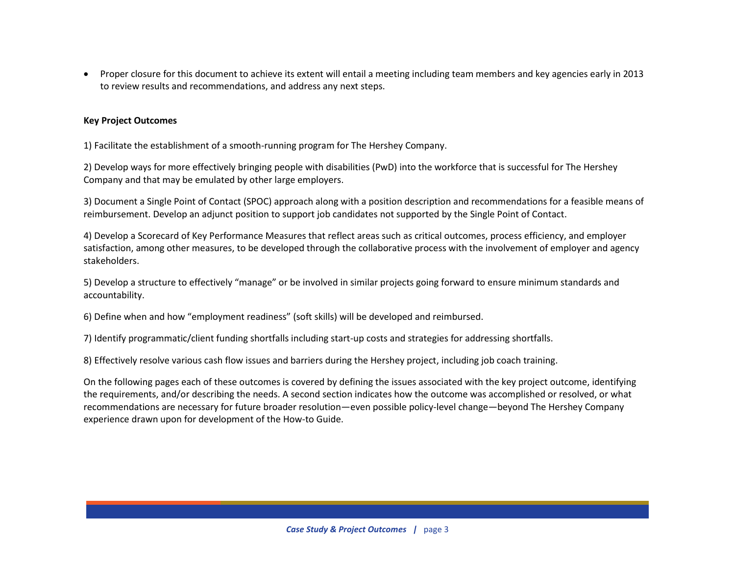- Proper closure for this document to achieve its extent will entail a meeting including team members and key agencies early in 2013 to review results and recommendations, and address any next steps.

**Key Project Outcomes**

1) Facilitate the establishment of a smooth-running program for The Hershey Company.

2) Develop ways for more effectively bringing people with disabilities (PwD) into the workforce that is successful for The Hershey Company and that may be emulated by other large employers.

3) Document a Single Point of Contact (SPOC) approach along with a position description and recommendations for a feasible means of reimbursement. Develop an adjunct position to support job candidates not supported by the Single Point of Contact.

4) Develop a Scorecard of Key Performance Measures that reflect areas such as critical outcomes, process efficiency, and employer satisfaction, among other measures, to be developed through the collaborative process with the involvement of employer and agency stakeholders.

5) Develop a structure to effectively "manage" or be involved in similar projects going forward to ensure minimum standards and accountability.

6) Define when and how "employment readiness" (soft skills) will be developed and reimbursed.

7) Identify programmatic/client funding shortfalls including start-up costs and strategies for addressing shortfalls.

8) Effectively resolve various cash flow issues and barriers during the Hershey project, including job coach training.

On the following pages each of these outcomes is covered by defining the issues associated with the key project outcome, identifying the requirements, and/or describing the needs. A second section indicates how the outcome was accomplished or resolved, or what recommendations are necessary for future broader resolution—even possible policy-level change—beyond The Hershey Company experience drawn upon for development of the How-to Guide.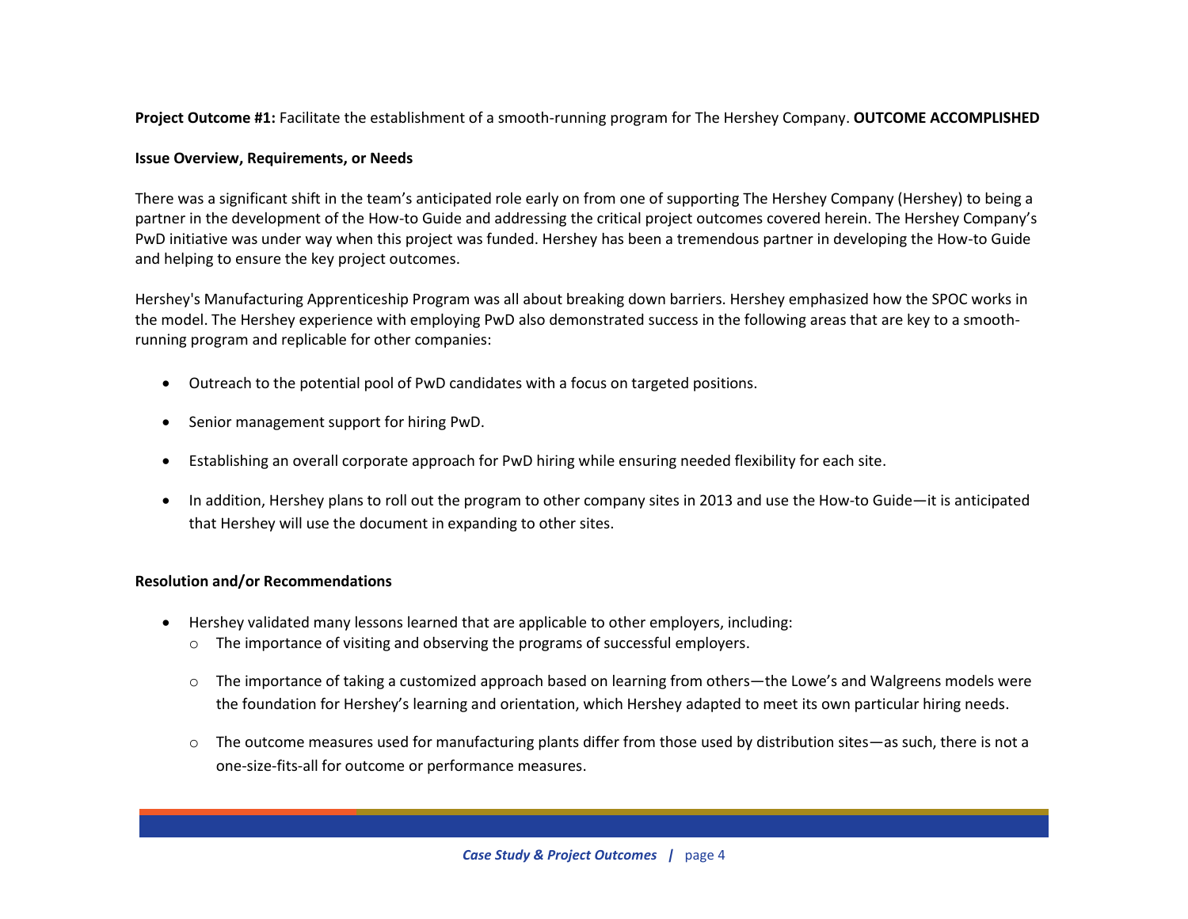**Project Outcome #1:** Facilitate the establishment of a smooth-running program for The Hershey Company. **OUTCOME ACCOMPLISHED**

**Issue Overview, Requirements, or Needs**

There was a significant shift in the team's anticipated role early on from one of supporting The Hershey Company (Hershey) to being a partner in the development of the How-to Guide and addressing the critical project outcomes covered herein. The Hershey Company's PwD initiative was under way when this project was funded. Hershey has been a tremendous partner in developing the How-to Guide and helping to ensure the key project outcomes.

Hershey's Manufacturing Apprenticeship Program was all about breaking down barriers. Hershey emphasized how the SPOC works in the model. The Hershey experience with employing PwD also demonstrated success in the following areas that are key to a smooth-running program and replicable for other companies:

- Outreach to the potential pool of PwD candidates with a focus on targeted positions.
- Senior management support for hiring PwD.
- Establishing an overall corporate approach for PwD hiring while ensuring needed flexibility for each site.
- In addition, Hershey plans to roll out the program to other company sites in 2013 and use the How-to Guide—it is anticipated that Hershey will use the document in expanding to other sites.

**Resolution and/or Recommendations**

- Hershey validated many lessons learned that are applicable to other employers, including:
  - The importance of visiting and observing the programs of successful employers.
  - The importance of taking a customized approach based on learning from others—the Lowe's and Walgreens models were the foundation for Hershey's learning and orientation, which Hershey adapted to meet its own particular hiring needs.
  - The outcome measures used for manufacturing plants differ from those used by distribution sites—as such, there is not a one-size-fits-all for outcome or performance measures.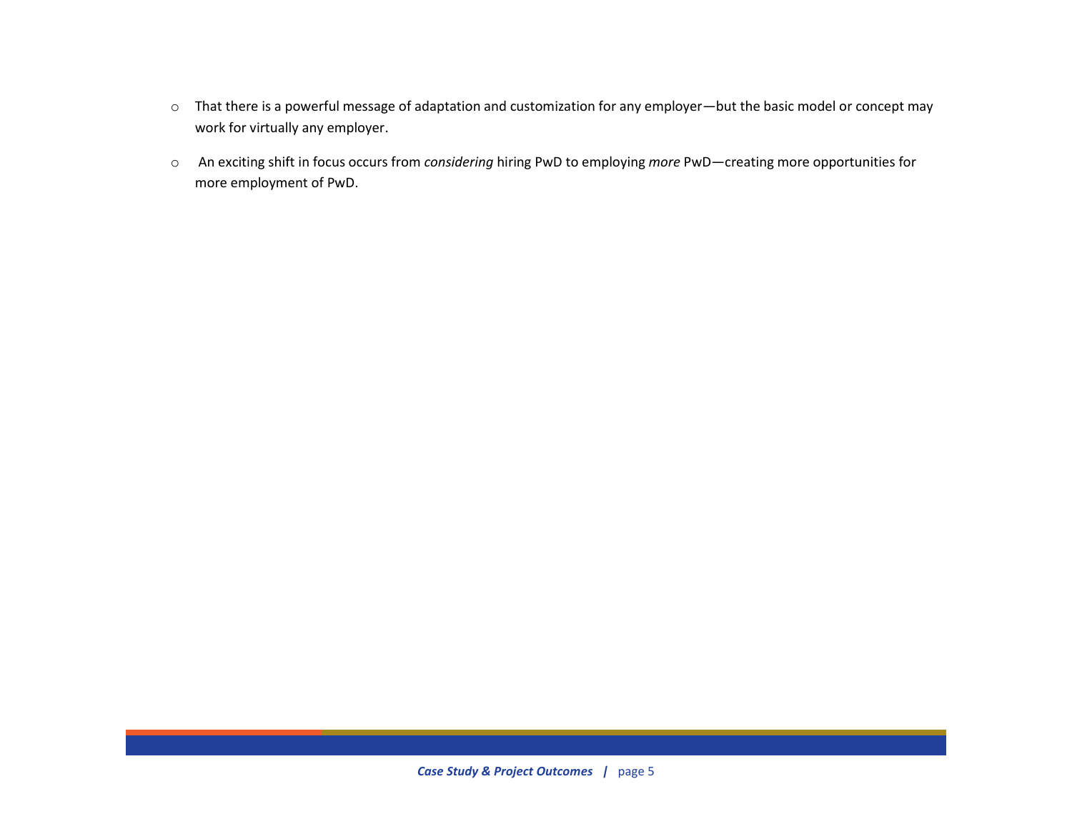- That there is a powerful message of adaptation and customization for any employer—but the basic model or concept may work for virtually any employer.
- An exciting shift in focus occurs from *considering* hiring PwD to employing *more* PwD—creating more opportunities for more employment of PwD.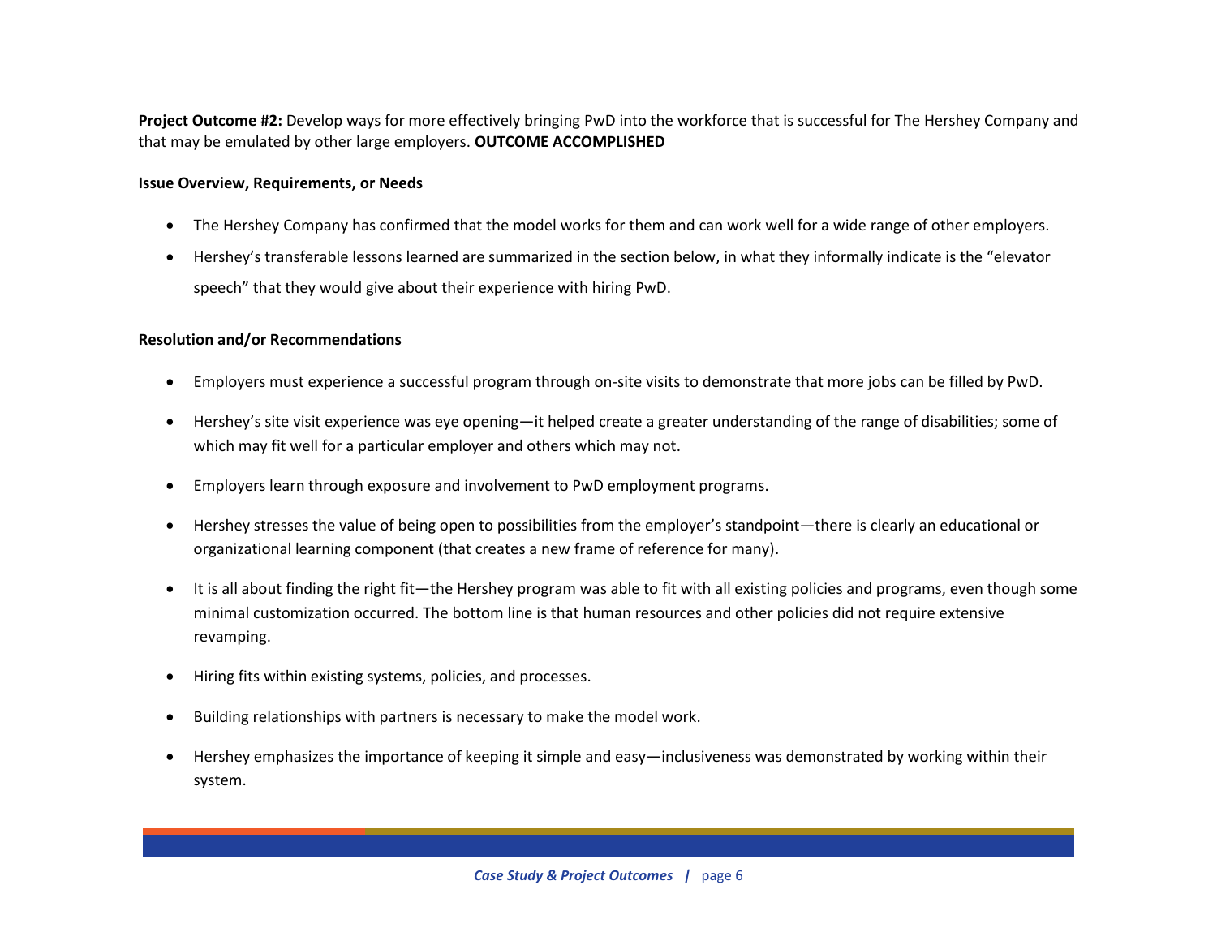**Project Outcome #2:** Develop ways for more effectively bringing PwD into the workforce that is successful for The Hershey Company and that may be emulated by other large employers. **OUTCOME ACCOMPLISHED**

**Issue Overview, Requirements, or Needs**

- The Hershey Company has confirmed that the model works for them and can work well for a wide range of other employers.
- Hershey's transferable lessons learned are summarized in the section below, in what they informally indicate is the "elevator speech" that they would give about their experience with hiring PwD.

**Resolution and/or Recommendations**

- Employers must experience a successful program through on-site visits to demonstrate that more jobs can be filled by PwD.
- Hershey's site visit experience was eye opening—it helped create a greater understanding of the range of disabilities; some of which may fit well for a particular employer and others which may not.
- Employers learn through exposure and involvement to PwD employment programs.
- Hershey stresses the value of being open to possibilities from the employer's standpoint—there is clearly an educational or organizational learning component (that creates a new frame of reference for many).
- It is all about finding the right fit—the Hershey program was able to fit with all existing policies and programs, even though some minimal customization occurred. The bottom line is that human resources and other policies did not require extensive revamping.
- Hiring fits within existing systems, policies, and processes.
- Building relationships with partners is necessary to make the model work.
- Hershey emphasizes the importance of keeping it simple and easy—inclusiveness was demonstrated by working within their system.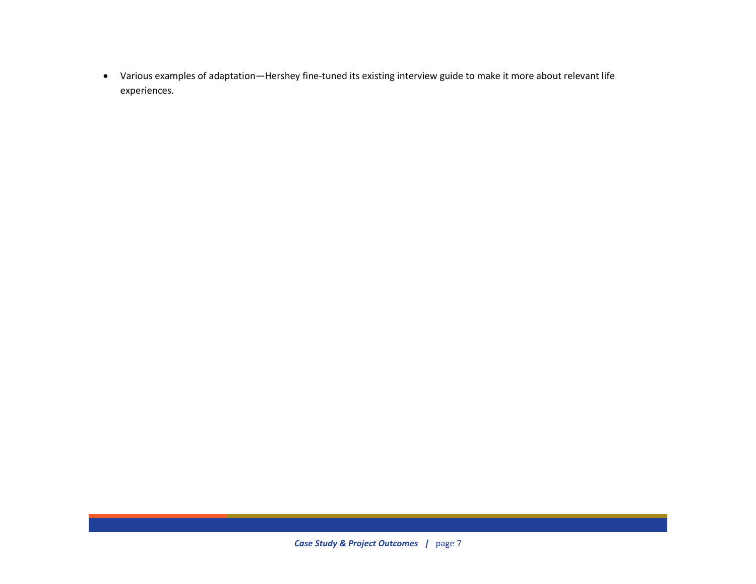- Various examples of adaptation—Hershey fine-tuned its existing interview guide to make it more about relevant life experiences.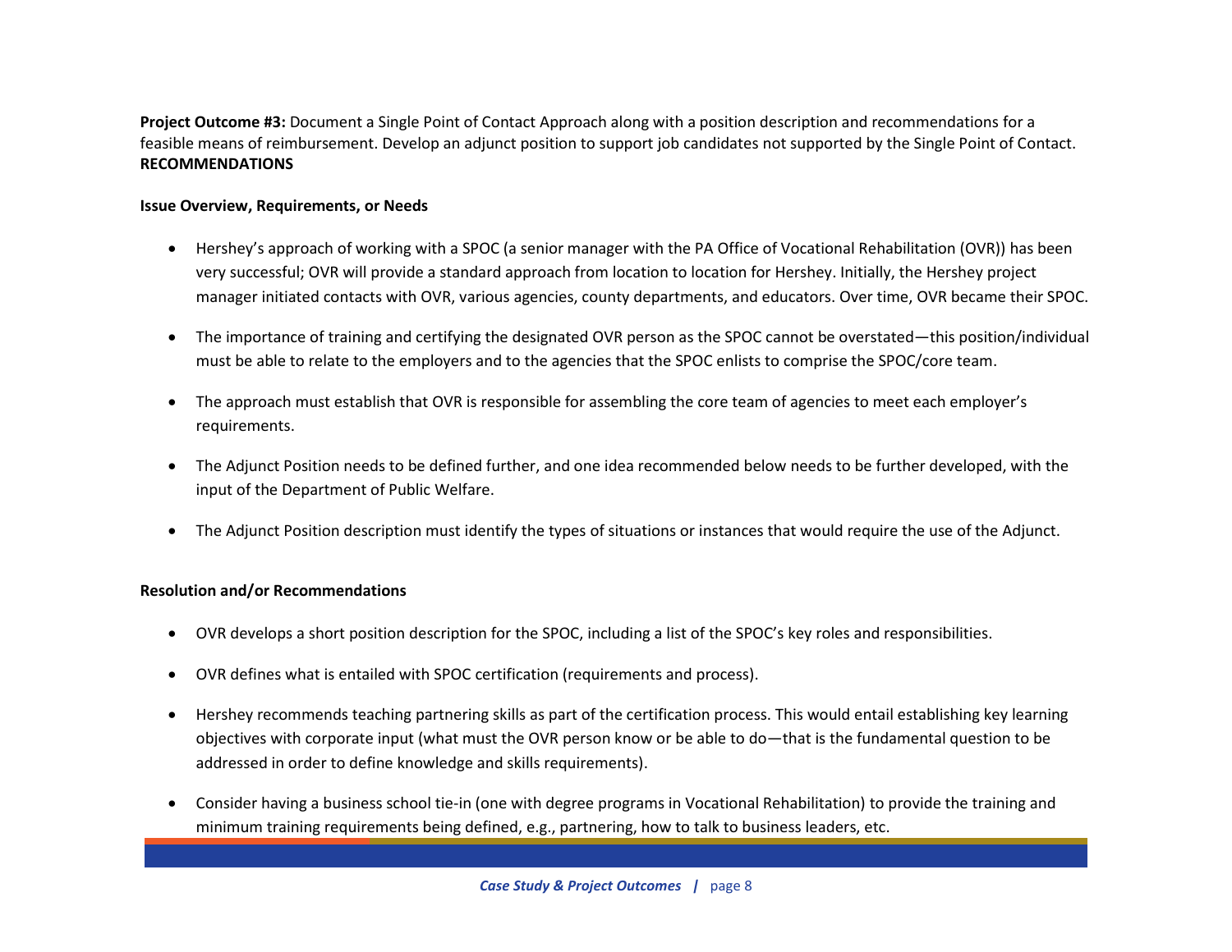**Project Outcome #3:** Document a Single Point of Contact Approach along with a position description and recommendations for a feasible means of reimbursement. Develop an adjunct position to support job candidates not supported by the Single Point of Contact.
**RECOMMENDATIONS**

**Issue Overview, Requirements, or Needs**

- Hershey's approach of working with a SPOC (a senior manager with the PA Office of Vocational Rehabilitation (OVR)) has been very successful; OVR will provide a standard approach from location to location for Hershey. Initially, the Hershey project manager initiated contacts with OVR, various agencies, county departments, and educators. Over time, OVR became their SPOC.

- The importance of training and certifying the designated OVR person as the SPOC cannot be overstated—this position/individual must be able to relate to the employers and to the agencies that the SPOC enlists to comprise the SPOC/core team.

- The approach must establish that OVR is responsible for assembling the core team of agencies to meet each employer's requirements.

- The Adjunct Position needs to be defined further, and one idea recommended below needs to be further developed, with the input of the Department of Public Welfare.

- The Adjunct Position description must identify the types of situations or instances that would require the use of the Adjunct.

**Resolution and/or Recommendations**

- OVR develops a short position description for the SPOC, including a list of the SPOC's key roles and responsibilities.

- OVR defines what is entailed with SPOC certification (requirements and process).

- Hershey recommends teaching partnering skills as part of the certification process. This would entail establishing key learning objectives with corporate input (what must the OVR person know or be able to do—that is the fundamental question to be addressed in order to define knowledge and skills requirements).

- Consider having a business school tie-in (one with degree programs in Vocational Rehabilitation) to provide the training and minimum training requirements being defined, e.g., partnering, how to talk to business leaders, etc.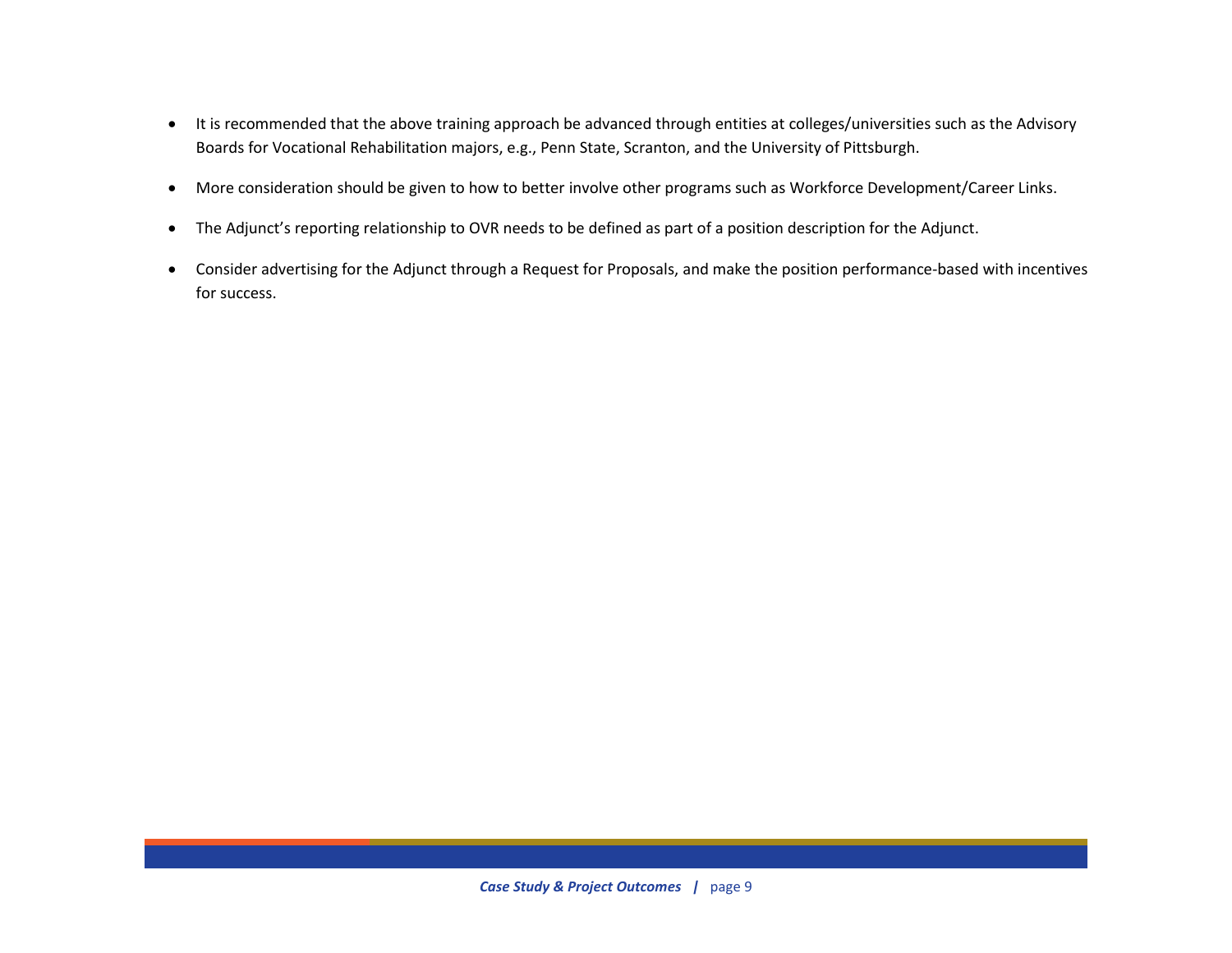- It is recommended that the above training approach be advanced through entities at colleges/universities such as the Advisory Boards for Vocational Rehabilitation majors, e.g., Penn State, Scranton, and the University of Pittsburgh.
- More consideration should be given to how to better involve other programs such as Workforce Development/Career Links.
- The Adjunct's reporting relationship to OVR needs to be defined as part of a position description for the Adjunct.
- Consider advertising for the Adjunct through a Request for Proposals, and make the position performance-based with incentives for success.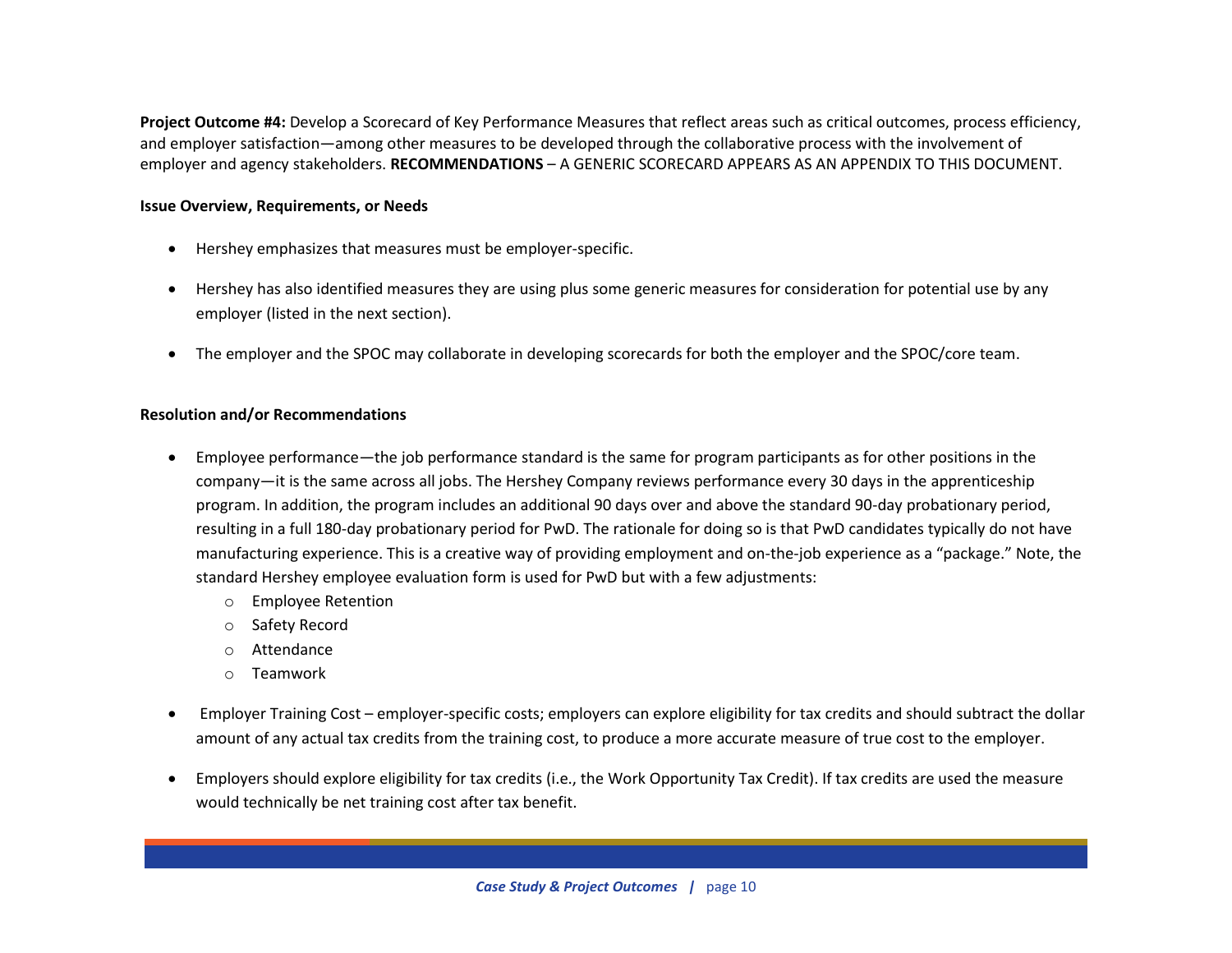**Project Outcome #4:** Develop a Scorecard of Key Performance Measures that reflect areas such as critical outcomes, process efficiency, and employer satisfaction—among other measures to be developed through the collaborative process with the involvement of employer and agency stakeholders. **RECOMMENDATIONS** – A GENERIC SCORECARD APPEARS AS AN APPENDIX TO THIS DOCUMENT.

**Issue Overview, Requirements, or Needs**

- Hershey emphasizes that measures must be employer-specific.
- Hershey has also identified measures they are using plus some generic measures for consideration for potential use by any employer (listed in the next section).
- The employer and the SPOC may collaborate in developing scorecards for both the employer and the SPOC/core team.

**Resolution and/or Recommendations**

- Employee performance—the job performance standard is the same for program participants as for other positions in the company—it is the same across all jobs. The Hershey Company reviews performance every 30 days in the apprenticeship program. In addition, the program includes an additional 90 days over and above the standard 90-day probationary period, resulting in a full 180-day probationary period for PwD. The rationale for doing so is that PwD candidates typically do not have manufacturing experience. This is a creative way of providing employment and on-the-job experience as a "package." Note, the standard Hershey employee evaluation form is used for PwD but with a few adjustments:
  - Employee Retention
  - Safety Record
  - Attendance
  - Teamwork
- Employer Training Cost – employer-specific costs; employers can explore eligibility for tax credits and should subtract the dollar amount of any actual tax credits from the training cost, to produce a more accurate measure of true cost to the employer.
- Employers should explore eligibility for tax credits (i.e., the Work Opportunity Tax Credit). If tax credits are used the measure would technically be net training cost after tax benefit.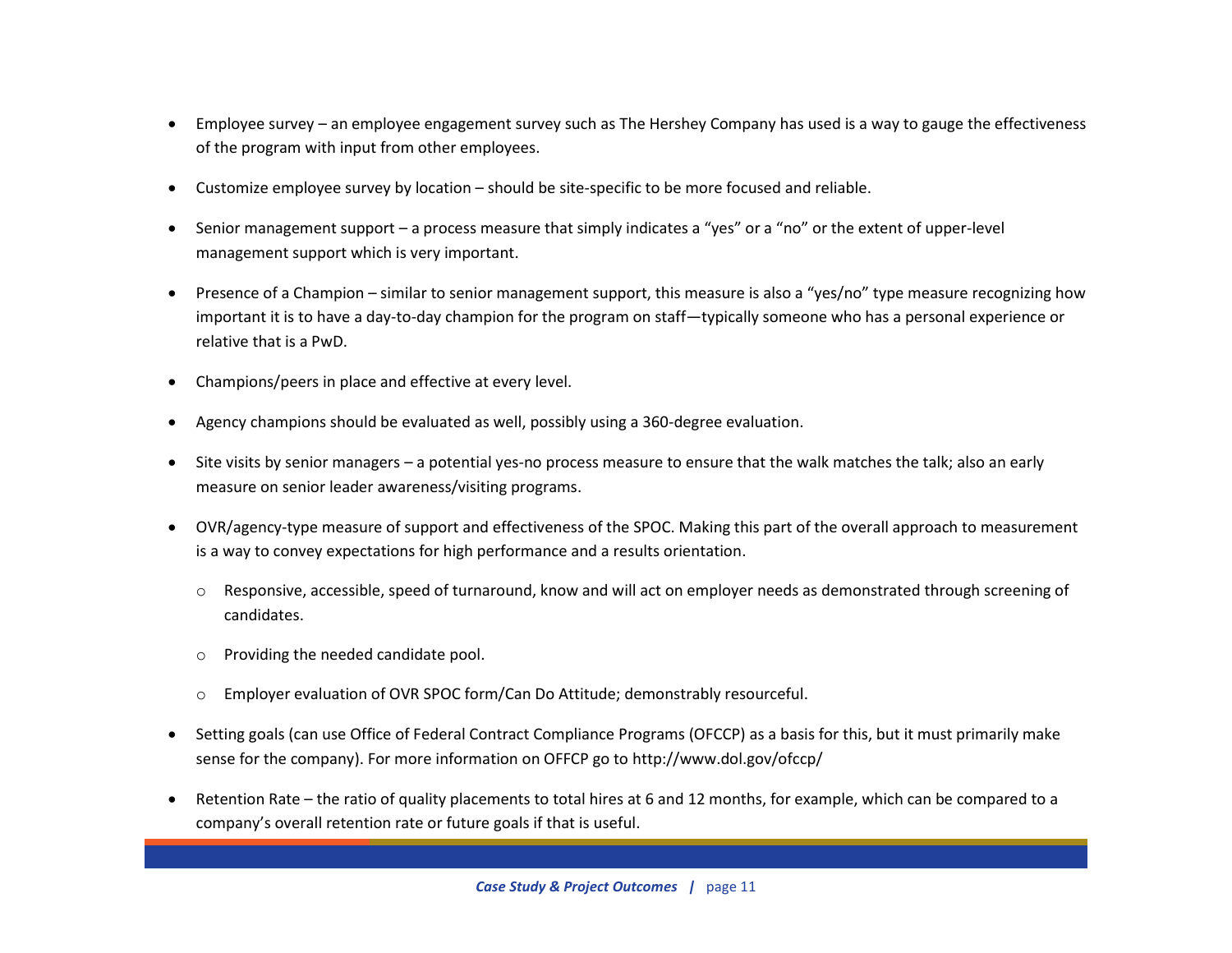- Employee survey – an employee engagement survey such as The Hershey Company has used is a way to gauge the effectiveness of the program with input from other employees.
- Customize employee survey by location – should be site-specific to be more focused and reliable.
- Senior management support – a process measure that simply indicates a “yes” or a “no” or the extent of upper-level management support which is very important.
- Presence of a Champion – similar to senior management support, this measure is also a “yes/no” type measure recognizing how important it is to have a day-to-day champion for the program on staff—typically someone who has a personal experience or relative that is a PwD.
- Champions/peers in place and effective at every level.
- Agency champions should be evaluated as well, possibly using a 360-degree evaluation.
- Site visits by senior managers – a potential yes-no process measure to ensure that the walk matches the talk; also an early measure on senior leader awareness/visiting programs.
- OVR/agency-type measure of support and effectiveness of the SPOC. Making this part of the overall approach to measurement is a way to convey expectations for high performance and a results orientation.
    - Responsive, accessible, speed of turnaround, know and will act on employer needs as demonstrated through screening of candidates.
    - Providing the needed candidate pool.
    - Employer evaluation of OVR SPOC form/Can Do Attitude; demonstrably resourceful.
- Setting goals (can use Office of Federal Contract Compliance Programs (OFCCP) as a basis for this, but it must primarily make sense for the company). For more information on OFFCP go to http://www.dol.gov/ofccp/
- Retention Rate – the ratio of quality placements to total hires at 6 and 12 months, for example, which can be compared to a company’s overall retention rate or future goals if that is useful.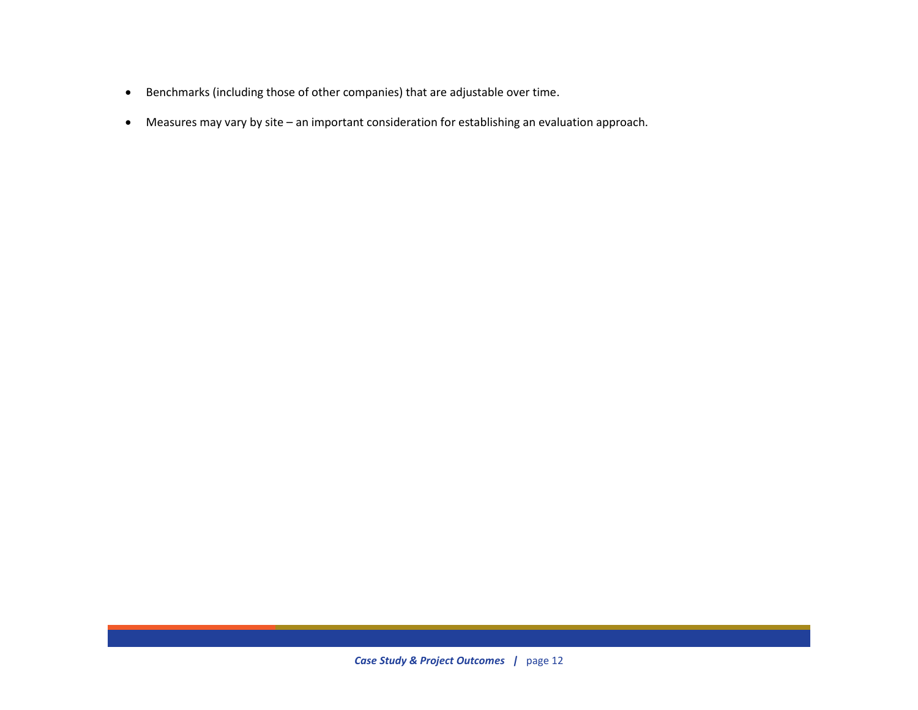- Benchmarks (including those of other companies) that are adjustable over time.
- Measures may vary by site – an important consideration for establishing an evaluation approach.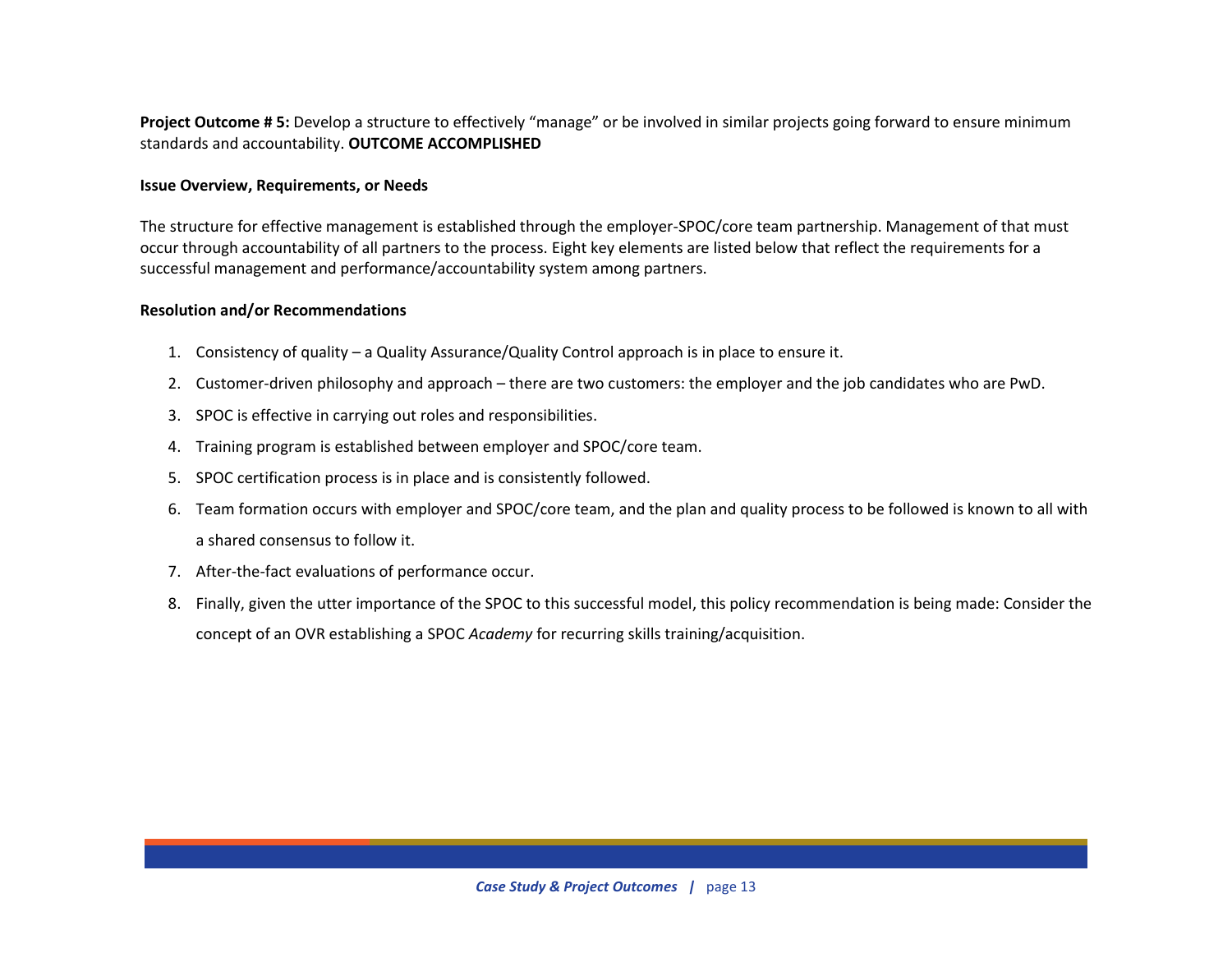**Project Outcome # 5:** Develop a structure to effectively "manage" or be involved in similar projects going forward to ensure minimum standards and accountability. **OUTCOME ACCOMPLISHED**

**Issue Overview, Requirements, or Needs**

The structure for effective management is established through the employer-SPOC/core team partnership. Management of that must occur through accountability of all partners to the process. Eight key elements are listed below that reflect the requirements for a successful management and performance/accountability system among partners.

**Resolution and/or Recommendations**

1. Consistency of quality – a Quality Assurance/Quality Control approach is in place to ensure it.
2. Customer-driven philosophy and approach – there are two customers: the employer and the job candidates who are PwD.
3. SPOC is effective in carrying out roles and responsibilities.
4. Training program is established between employer and SPOC/core team.
5. SPOC certification process is in place and is consistently followed.
6. Team formation occurs with employer and SPOC/core team, and the plan and quality process to be followed is known to all with a shared consensus to follow it.
7. After-the-fact evaluations of performance occur.
8. Finally, given the utter importance of the SPOC to this successful model, this policy recommendation is being made: Consider the concept of an OVR establishing a SPOC *Academy* for recurring skills training/acquisition.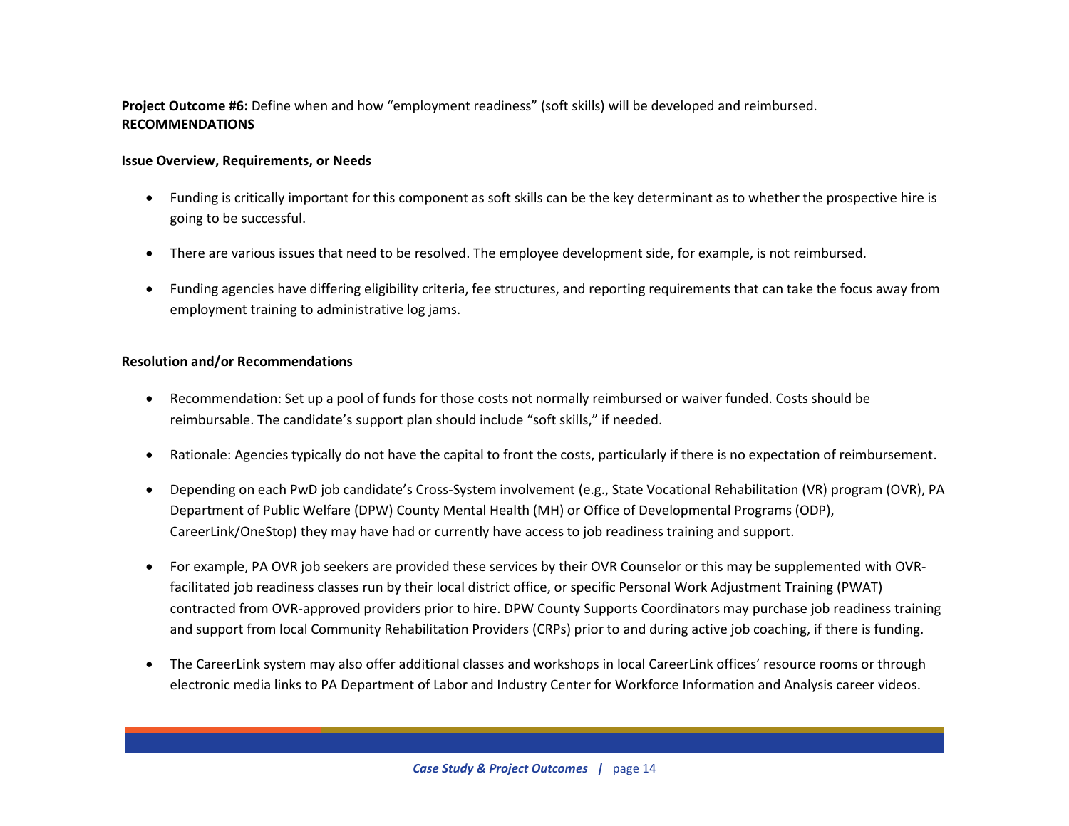**Project Outcome #6:** Define when and how "employment readiness" (soft skills) will be developed and reimbursed.
**RECOMMENDATIONS**

**Issue Overview, Requirements, or Needs**

- Funding is critically important for this component as soft skills can be the key determinant as to whether the prospective hire is going to be successful.
- There are various issues that need to be resolved. The employee development side, for example, is not reimbursed.
- Funding agencies have differing eligibility criteria, fee structures, and reporting requirements that can take the focus away from employment training to administrative log jams.

**Resolution and/or Recommendations**

- Recommendation: Set up a pool of funds for those costs not normally reimbursed or waiver funded. Costs should be reimbursable. The candidate's support plan should include "soft skills," if needed.
- Rationale: Agencies typically do not have the capital to front the costs, particularly if there is no expectation of reimbursement.
- Depending on each PwD job candidate's Cross-System involvement (e.g., State Vocational Rehabilitation (VR) program (OVR), PA Department of Public Welfare (DPW) County Mental Health (MH) or Office of Developmental Programs (ODP), CareerLink/OneStop) they may have had or currently have access to job readiness training and support.
- For example, PA OVR job seekers are provided these services by their OVR Counselor or this may be supplemented with OVR-facilitated job readiness classes run by their local district office, or specific Personal Work Adjustment Training (PWAT) contracted from OVR-approved providers prior to hire. DPW County Supports Coordinators may purchase job readiness training and support from local Community Rehabilitation Providers (CRPs) prior to and during active job coaching, if there is funding.
- The CareerLink system may also offer additional classes and workshops in local CareerLink offices' resource rooms or through electronic media links to PA Department of Labor and Industry Center for Workforce Information and Analysis career videos.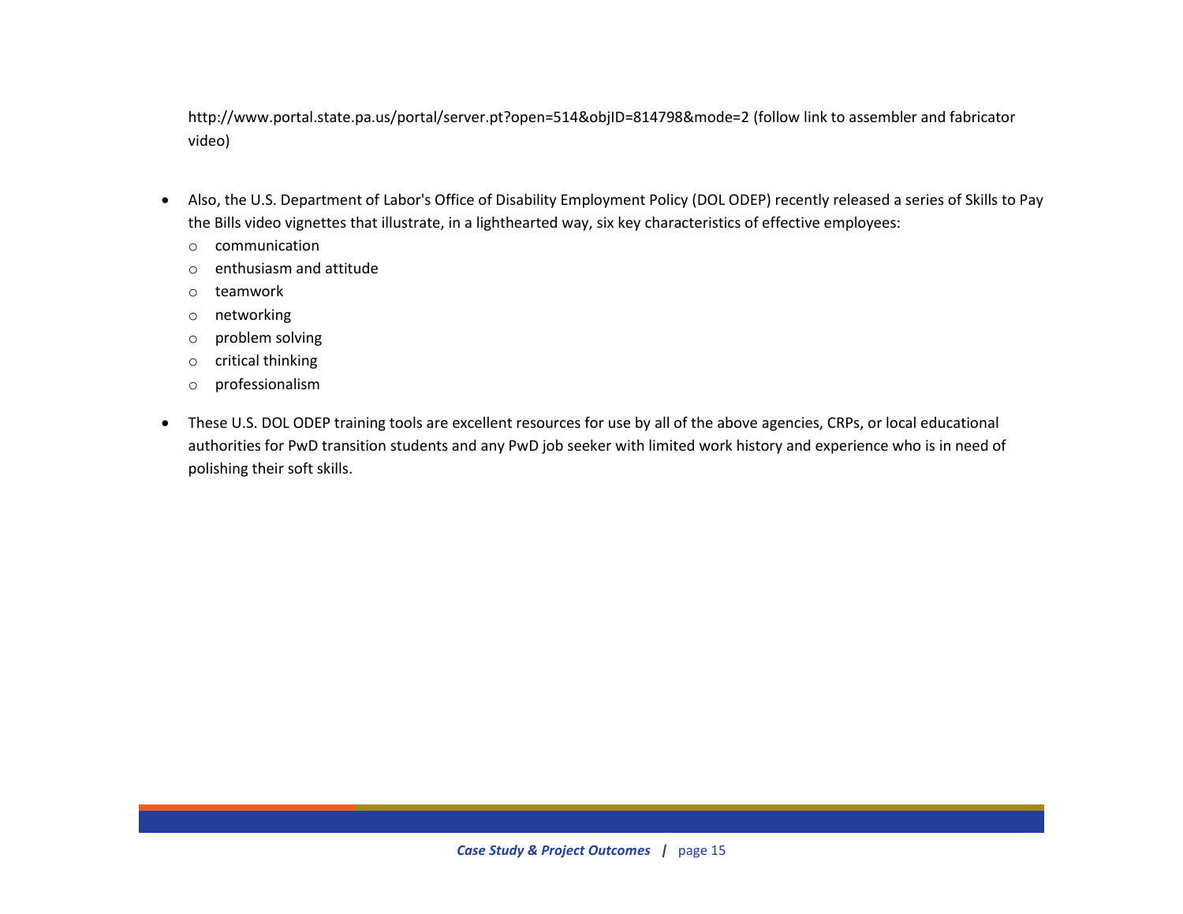http://www.portal.state.pa.us/portal/server.pt?open=514&objID=814798&mode=2 (follow link to assembler and fabricator video)

- Also, the U.S. Department of Labor's Office of Disability Employment Policy (DOL ODEP) recently released a series of Skills to Pay the Bills video vignettes that illustrate, in a lighthearted way, six key characteristics of effective employees:
  - communication
  - enthusiasm and attitude
  - teamwork
  - networking
  - problem solving
  - critical thinking
  - professionalism
- These U.S. DOL ODEP training tools are excellent resources for use by all of the above agencies, CRPs, or local educational authorities for PwD transition students and any PwD job seeker with limited work history and experience who is in need of polishing their soft skills.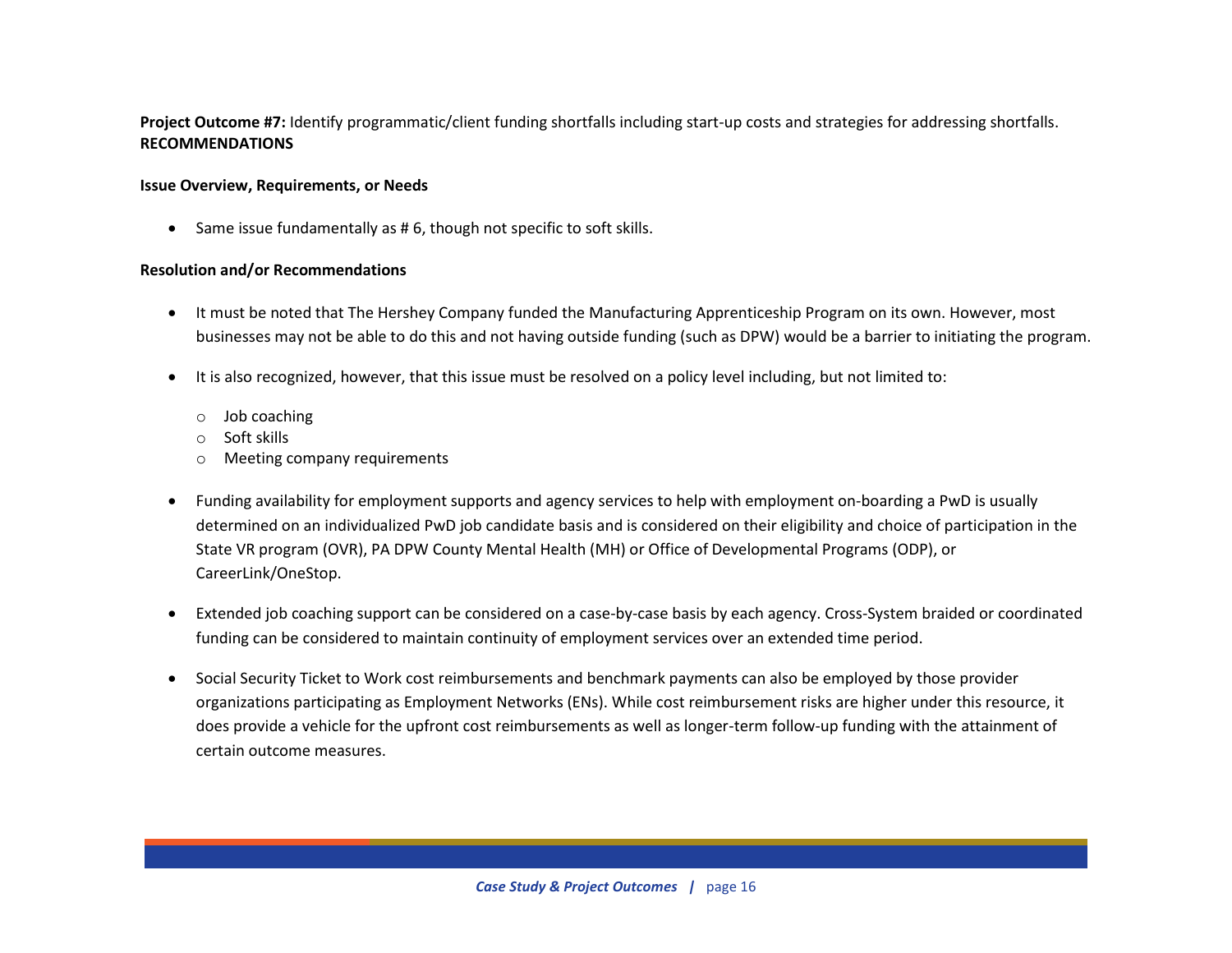**Project Outcome #7:** Identify programmatic/client funding shortfalls including start-up costs and strategies for addressing shortfalls.
**RECOMMENDATIONS**

**Issue Overview, Requirements, or Needs**

- Same issue fundamentally as # 6, though not specific to soft skills.

**Resolution and/or Recommendations**

- It must be noted that The Hershey Company funded the Manufacturing Apprenticeship Program on its own. However, most businesses may not be able to do this and not having outside funding (such as DPW) would be a barrier to initiating the program.

- It is also recognized, however, that this issue must be resolved on a policy level including, but not limited to:
  - Job coaching
  - Soft skills
  - Meeting company requirements

- Funding availability for employment supports and agency services to help with employment on-boarding a PwD is usually determined on an individualized PwD job candidate basis and is considered on their eligibility and choice of participation in the State VR program (OVR), PA DPW County Mental Health (MH) or Office of Developmental Programs (ODP), or CareerLink/OneStop.

- Extended job coaching support can be considered on a case-by-case basis by each agency. Cross-System braided or coordinated funding can be considered to maintain continuity of employment services over an extended time period.

- Social Security Ticket to Work cost reimbursements and benchmark payments can also be employed by those provider organizations participating as Employment Networks (ENs). While cost reimbursement risks are higher under this resource, it does provide a vehicle for the upfront cost reimbursements as well as longer-term follow-up funding with the attainment of certain outcome measures.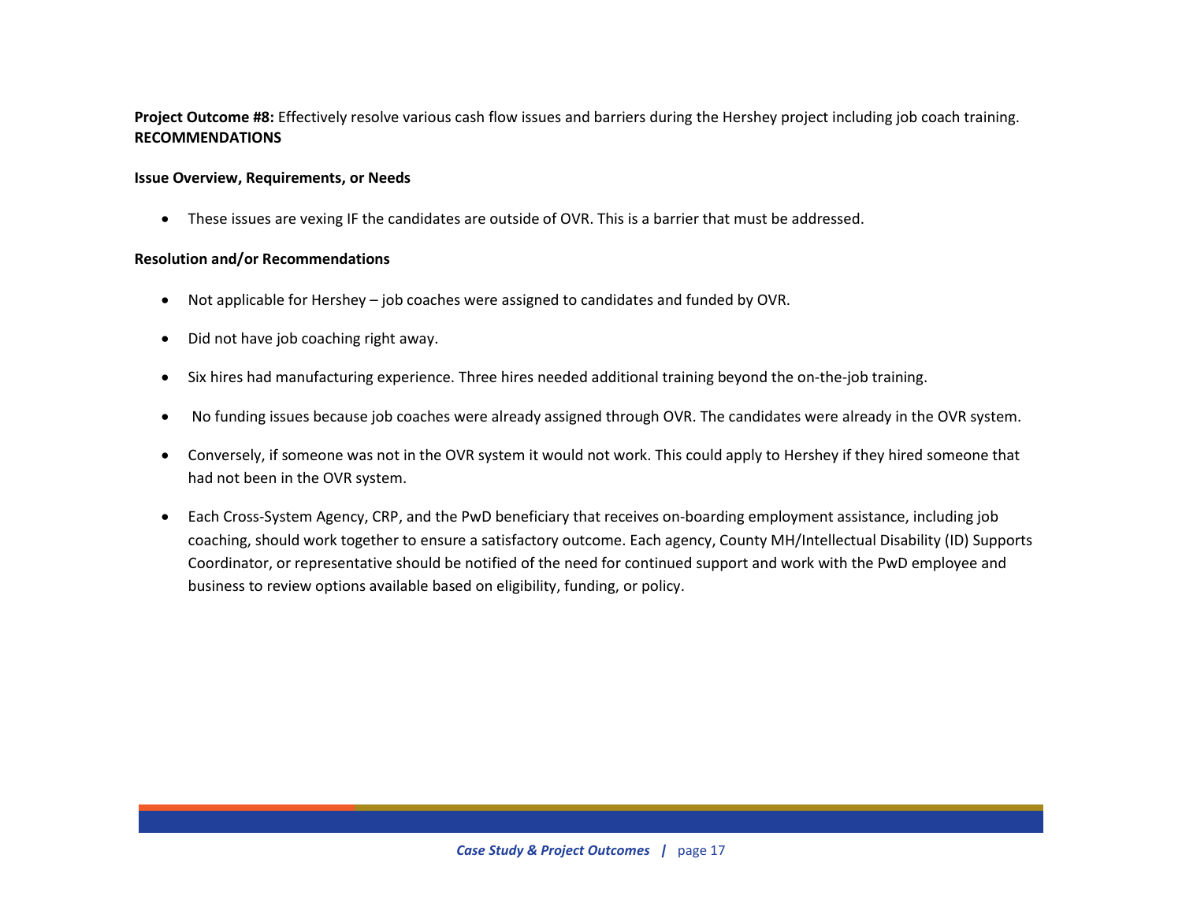**Project Outcome #8:** Effectively resolve various cash flow issues and barriers during the Hershey project including job coach training.
**RECOMMENDATIONS**

**Issue Overview, Requirements, or Needs**

- These issues are vexing IF the candidates are outside of OVR. This is a barrier that must be addressed.

**Resolution and/or Recommendations**

- Not applicable for Hershey – job coaches were assigned to candidates and funded by OVR.
- Did not have job coaching right away.
- Six hires had manufacturing experience. Three hires needed additional training beyond the on-the-job training.
- No funding issues because job coaches were already assigned through OVR. The candidates were already in the OVR system.
- Conversely, if someone was not in the OVR system it would not work. This could apply to Hershey if they hired someone that had not been in the OVR system.
- Each Cross-System Agency, CRP, and the PwD beneficiary that receives on-boarding employment assistance, including job coaching, should work together to ensure a satisfactory outcome. Each agency, County MH/Intellectual Disability (ID) Supports Coordinator, or representative should be notified of the need for continued support and work with the PwD employee and business to review options available based on eligibility, funding, or policy.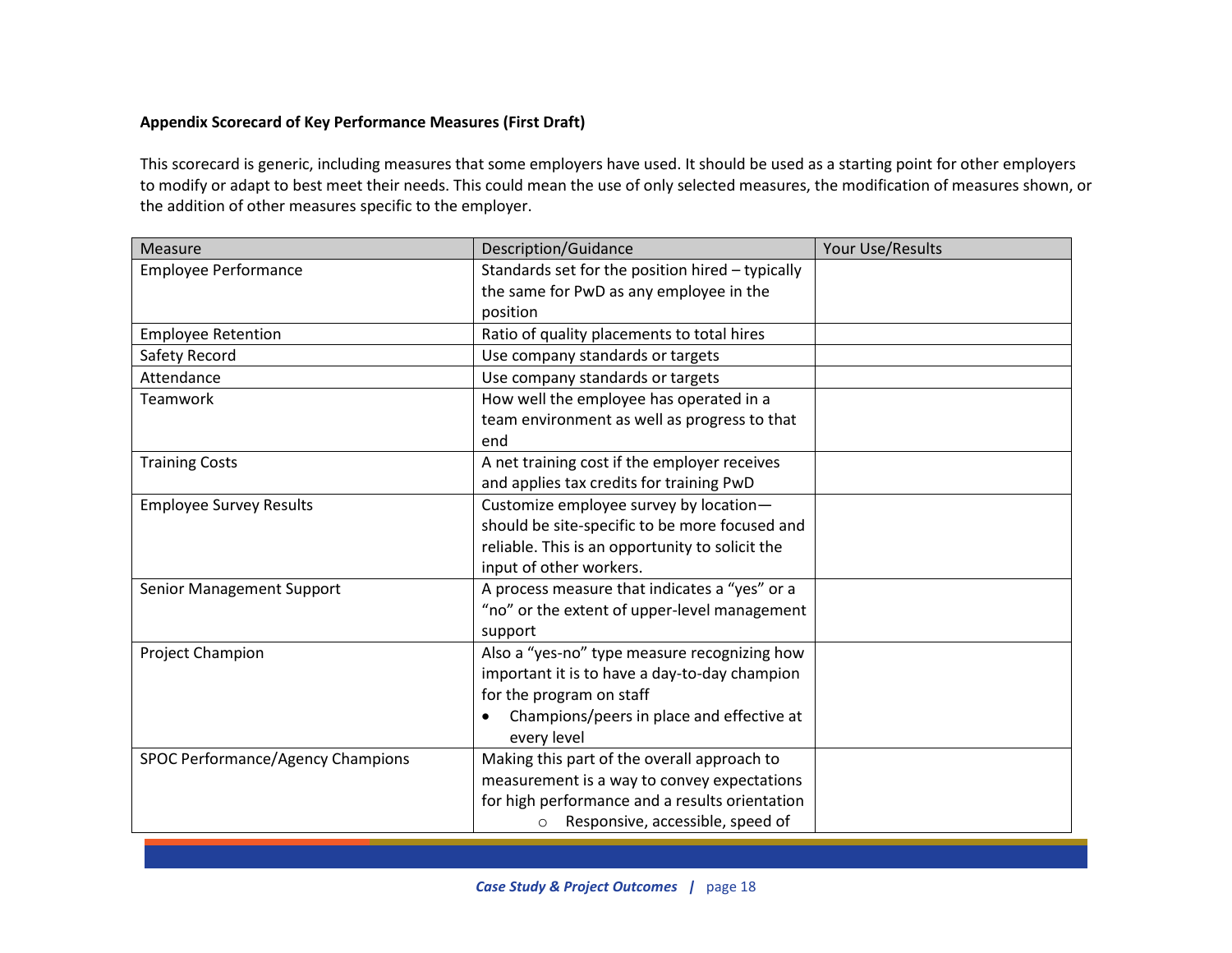**Appendix Scorecard of Key Performance Measures (First Draft)**

This scorecard is generic, including measures that some employers have used. It should be used as a starting point for other employers to modify or adapt to best meet their needs. This could mean the use of only selected measures, the modification of measures shown, or the addition of other measures specific to the employer.

| Measure | Description/Guidance | Your Use/Results |
|---|---|---|
| Employee Performance | Standards set for the position hired – typically the same for PwD as any employee in the position | |
| Employee Retention | Ratio of quality placements to total hires | |
| Safety Record | Use company standards or targets | |
| Attendance | Use company standards or targets | |
| Teamwork | How well the employee has operated in a team environment as well as progress to that end | |
| Training Costs | A net training cost if the employer receives and applies tax credits for training PwD | |
| Employee Survey Results | Customize employee survey by location—should be site-specific to be more focused and reliable. This is an opportunity to solicit the input of other workers. | |
| Senior Management Support | A process measure that indicates a "yes" or a "no" or the extent of upper-level management support | |
| Project Champion | Also a "yes-no" type measure recognizing how important it is to have a day-to-day champion for the program on staff<br>• Champions/peers in place and effective at every level | |
| SPOC Performance/Agency Champions | Making this part of the overall approach to measurement is a way to convey expectations for high performance and a results orientation<br>○ Responsive, accessible, speed of | |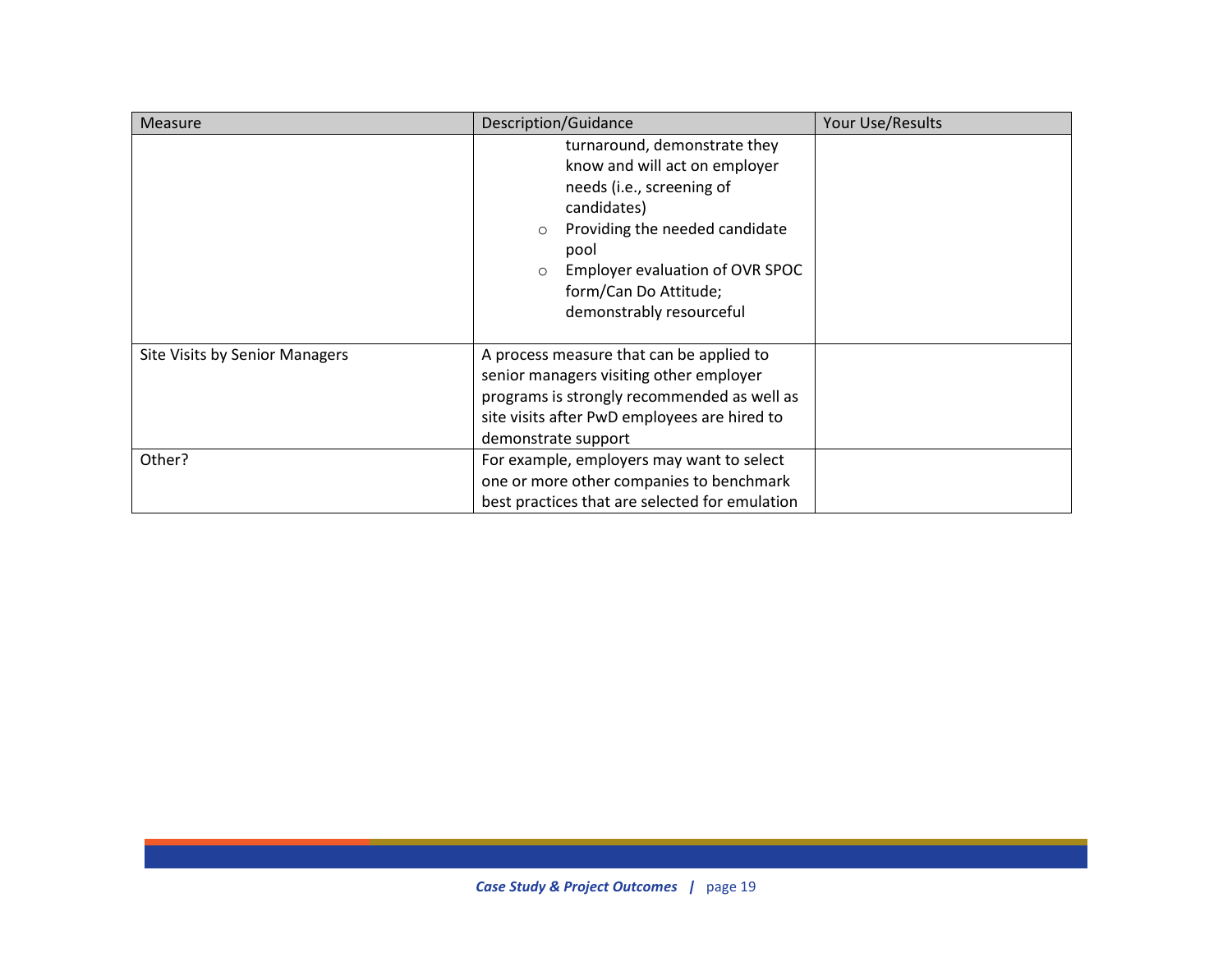| Measure | Description/Guidance | Your Use/Results |
| --- | --- | --- |
| | turnaround, demonstrate they know and will act on employer needs (i.e., screening of candidates)<br>○ Providing the needed candidate pool<br>○ Employer evaluation of OVR SPOC form/Can Do Attitude; demonstrably resourceful | |
| Site Visits by Senior Managers | A process measure that can be applied to senior managers visiting other employer programs is strongly recommended as well as site visits after PwD employees are hired to demonstrate support | |
| Other? | For example, employers may want to select one or more other companies to benchmark best practices that are selected for emulation | |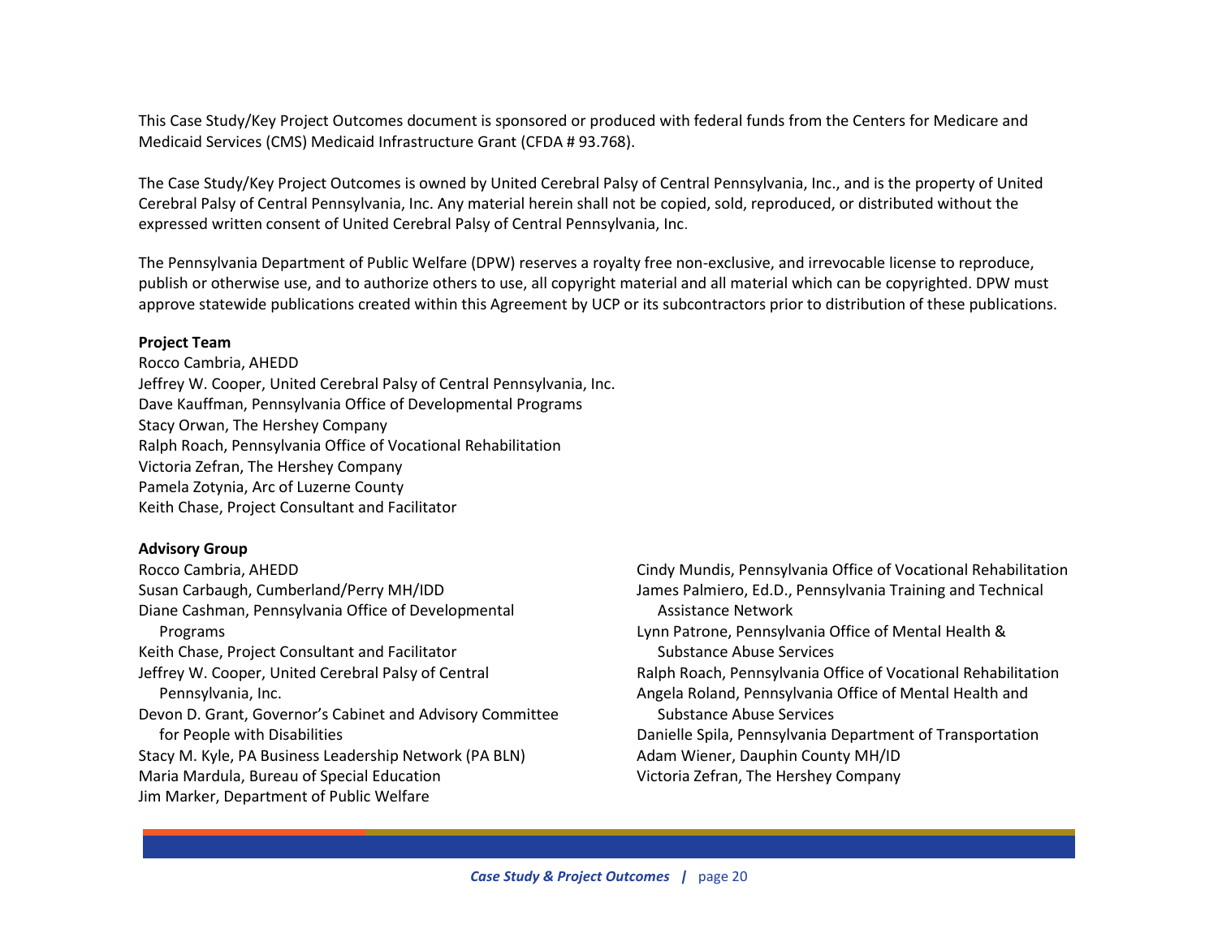This Case Study/Key Project Outcomes document is sponsored or produced with federal funds from the Centers for Medicare and Medicaid Services (CMS) Medicaid Infrastructure Grant (CFDA # 93.768).

The Case Study/Key Project Outcomes is owned by United Cerebral Palsy of Central Pennsylvania, Inc., and is the property of United Cerebral Palsy of Central Pennsylvania, Inc. Any material herein shall not be copied, sold, reproduced, or distributed without the expressed written consent of United Cerebral Palsy of Central Pennsylvania, Inc.

The Pennsylvania Department of Public Welfare (DPW) reserves a royalty free non-exclusive, and irrevocable license to reproduce, publish or otherwise use, and to authorize others to use, all copyright material and all material which can be copyrighted. DPW must approve statewide publications created within this Agreement by UCP or its subcontractors prior to distribution of these publications.

**Project Team**

Rocco Cambria, AHEDD
Jeffrey W. Cooper, United Cerebral Palsy of Central Pennsylvania, Inc.
Dave Kauffman, Pennsylvania Office of Developmental Programs
Stacy Orwan, The Hershey Company
Ralph Roach, Pennsylvania Office of Vocational Rehabilitation
Victoria Zefran, The Hershey Company
Pamela Zotynia, Arc of Luzerne County
Keith Chase, Project Consultant and Facilitator

**Advisory Group**

Rocco Cambria, AHEDD
Susan Carbaugh, Cumberland/Perry MH/IDD
Diane Cashman, Pennsylvania Office of Developmental Programs
Keith Chase, Project Consultant and Facilitator
Jeffrey W. Cooper, United Cerebral Palsy of Central Pennsylvania, Inc.
Devon D. Grant, Governor's Cabinet and Advisory Committee for People with Disabilities
Stacy M. Kyle, PA Business Leadership Network (PA BLN)
Maria Mardula, Bureau of Special Education
Jim Marker, Department of Public Welfare
Cindy Mundis, Pennsylvania Office of Vocational Rehabilitation
James Palmiero, Ed.D., Pennsylvania Training and Technical Assistance Network
Lynn Patrone, Pennsylvania Office of Mental Health & Substance Abuse Services
Ralph Roach, Pennsylvania Office of Vocational Rehabilitation
Angela Roland, Pennsylvania Office of Mental Health and Substance Abuse Services
Danielle Spila, Pennsylvania Department of Transportation
Adam Wiener, Dauphin County MH/ID
Victoria Zefran, The Hershey Company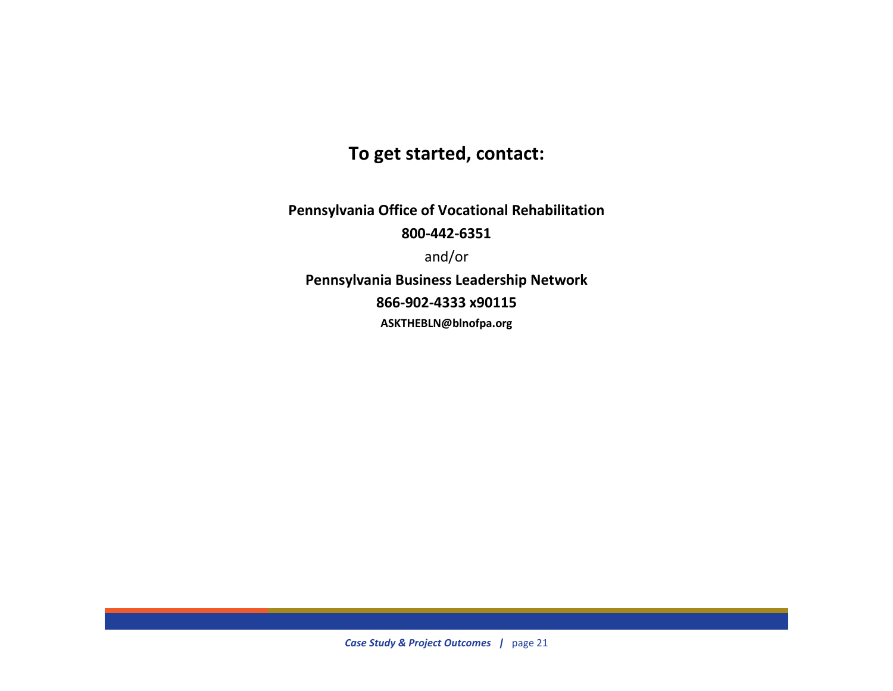## To get started, contact:

**Pennsylvania Office of Vocational Rehabilitation**

**800-442-6351**

and/or

**Pennsylvania Business Leadership Network**

**866-902-4333 x90115**

**ASKTHEBLN@blnofpa.org**